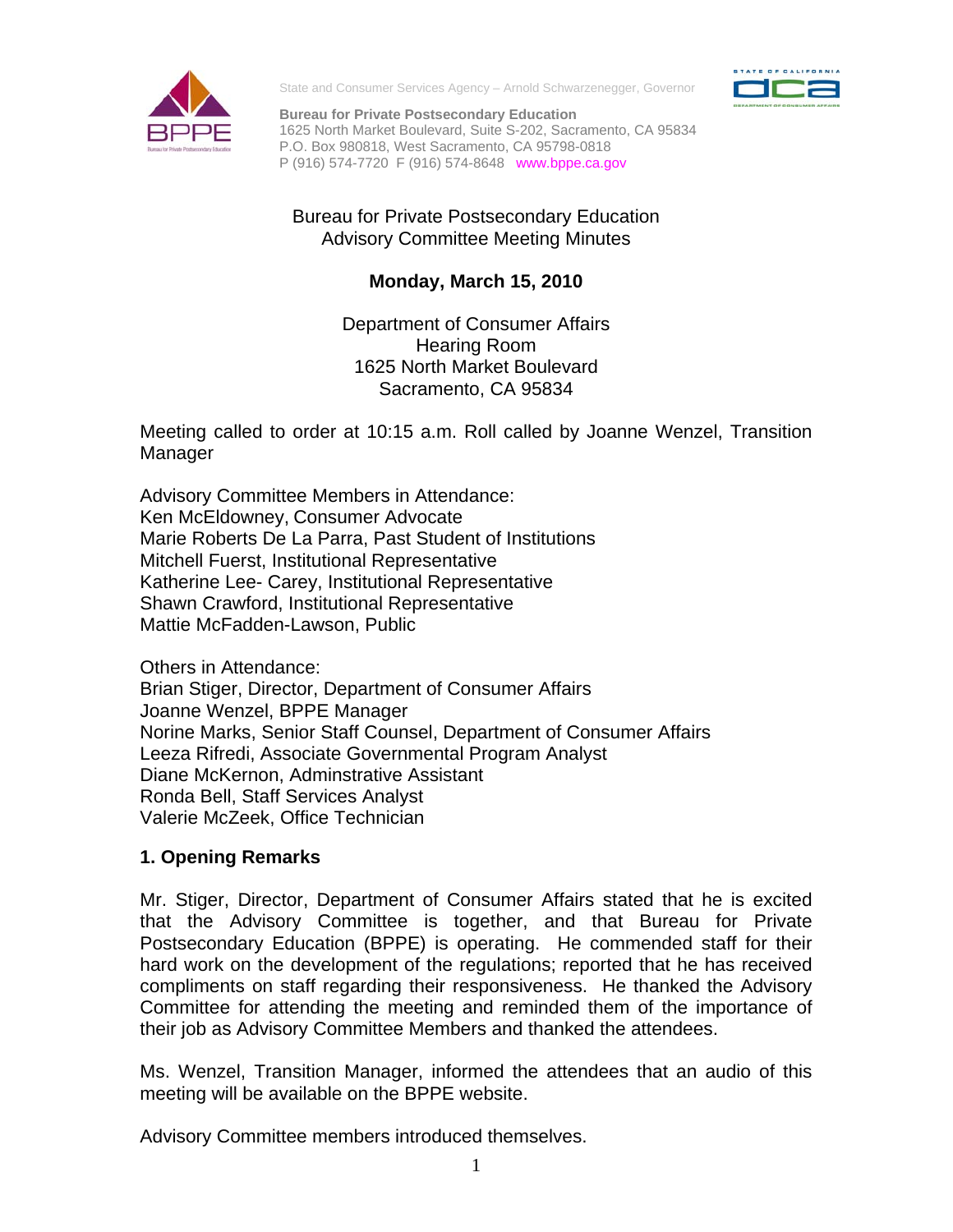State and Consumer Services Agency – Arnold Schwarzenegger, Governor

**Bureau for Private Postsecondary Education**
1625 North Market Boulevard, Suite S-202, Sacramento, CA 95834
P.O. Box 980818, West Sacramento, CA 95798-0818
P (916) 574-7720 F (916) 574-8648 www.bppe.ca.gov

Bureau for Private Postsecondary Education
Advisory Committee Meeting Minutes

**Monday, March 15, 2010**

Department of Consumer Affairs
Hearing Room
1625 North Market Boulevard
Sacramento, CA 95834

Meeting called to order at 10:15 a.m. Roll called by Joanne Wenzel, Transition Manager

Advisory Committee Members in Attendance:
Ken McEldowney, Consumer Advocate
Marie Roberts De La Parra, Past Student of Institutions
Mitchell Fuerst, Institutional Representative
Katherine Lee- Carey, Institutional Representative
Shawn Crawford, Institutional Representative
Mattie McFadden-Lawson, Public

Others in Attendance:
Brian Stiger, Director, Department of Consumer Affairs
Joanne Wenzel, BPPE Manager
Norine Marks, Senior Staff Counsel, Department of Consumer Affairs
Leeza Rifredi, Associate Governmental Program Analyst
Diane McKernon, Adminstrative Assistant
Ronda Bell, Staff Services Analyst
Valerie McZeek, Office Technician

## 1. Opening Remarks

Mr. Stiger, Director, Department of Consumer Affairs stated that he is excited that the Advisory Committee is together, and that Bureau for Private Postsecondary Education (BPPE) is operating. He commended staff for their hard work on the development of the regulations; reported that he has received compliments on staff regarding their responsiveness. He thanked the Advisory Committee for attending the meeting and reminded them of the importance of their job as Advisory Committee Members and thanked the attendees.

Ms. Wenzel, Transition Manager, informed the attendees that an audio of this meeting will be available on the BPPE website.

Advisory Committee members introduced themselves.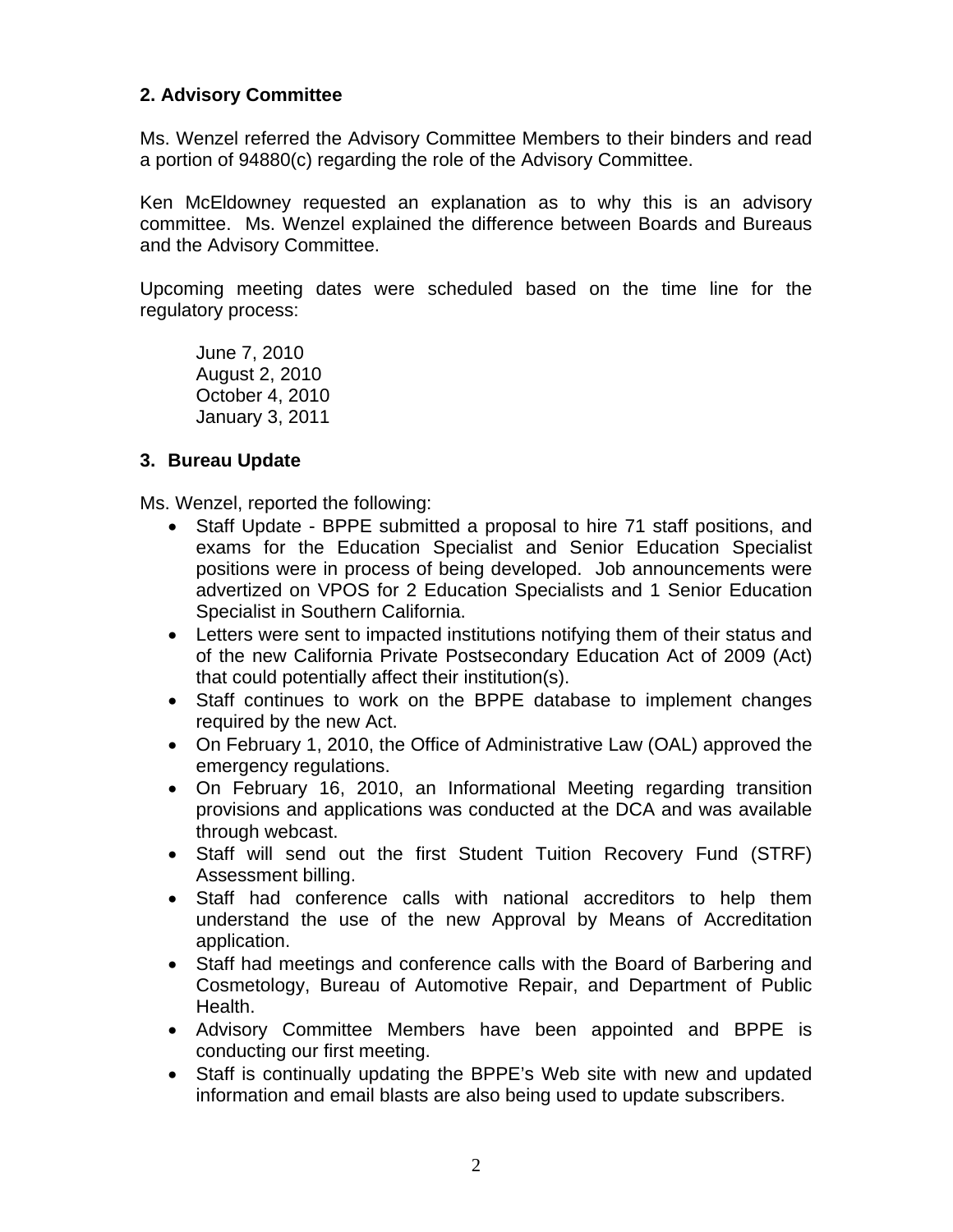### 2. Advisory Committee

Ms. Wenzel referred the Advisory Committee Members to their binders and read a portion of 94880(c) regarding the role of the Advisory Committee.

Ken McEldowney requested an explanation as to why this is an advisory committee. Ms. Wenzel explained the difference between Boards and Bureaus and the Advisory Committee.

Upcoming meeting dates were scheduled based on the time line for the regulatory process:

June 7, 2010
August 2, 2010
October 4, 2010
January 3, 2011

### 3. Bureau Update

Ms. Wenzel, reported the following:

- Staff Update - BPPE submitted a proposal to hire 71 staff positions, and exams for the Education Specialist and Senior Education Specialist positions were in process of being developed. Job announcements were advertized on VPOS for 2 Education Specialists and 1 Senior Education Specialist in Southern California.
- Letters were sent to impacted institutions notifying them of their status and of the new California Private Postsecondary Education Act of 2009 (Act) that could potentially affect their institution(s).
- Staff continues to work on the BPPE database to implement changes required by the new Act.
- On February 1, 2010, the Office of Administrative Law (OAL) approved the emergency regulations.
- On February 16, 2010, an Informational Meeting regarding transition provisions and applications was conducted at the DCA and was available through webcast.
- Staff will send out the first Student Tuition Recovery Fund (STRF) Assessment billing.
- Staff had conference calls with national accreditors to help them understand the use of the new Approval by Means of Accreditation application.
- Staff had meetings and conference calls with the Board of Barbering and Cosmetology, Bureau of Automotive Repair, and Department of Public Health.
- Advisory Committee Members have been appointed and BPPE is conducting our first meeting.
- Staff is continually updating the BPPE's Web site with new and updated information and email blasts are also being used to update subscribers.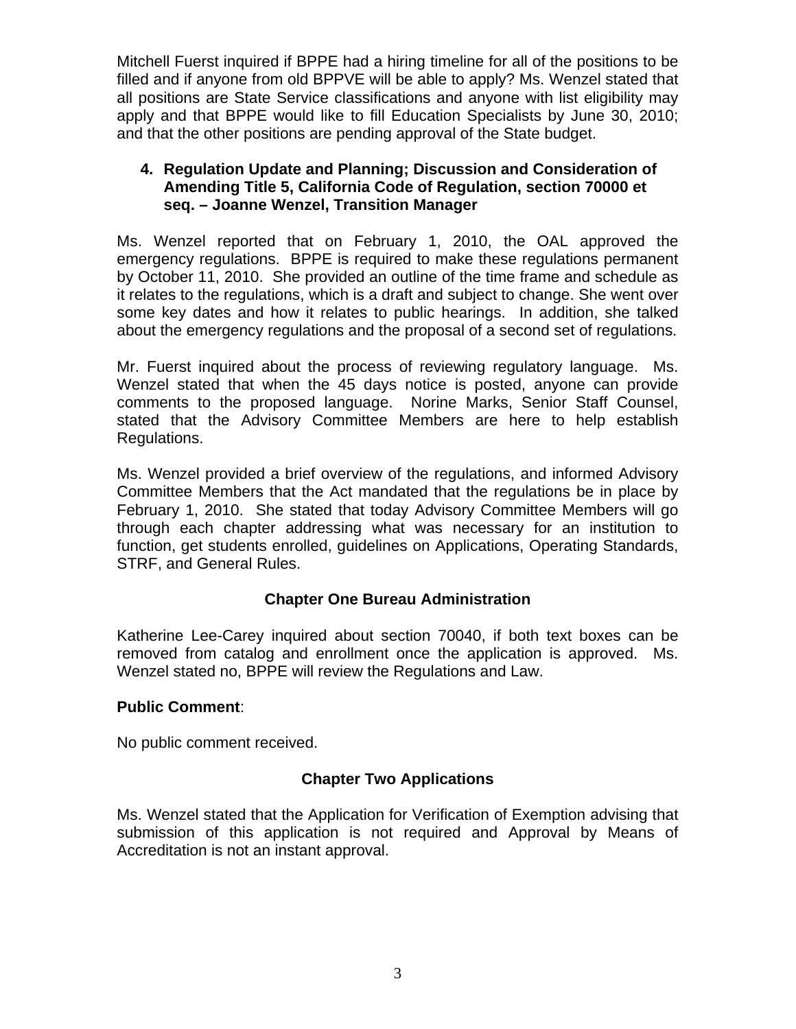Mitchell Fuerst inquired if BPPE had a hiring timeline for all of the positions to be filled and if anyone from old BPPVE will be able to apply? Ms. Wenzel stated that all positions are State Service classifications and anyone with list eligibility may apply and that BPPE would like to fill Education Specialists by June 30, 2010; and that the other positions are pending approval of the State budget.

**4. Regulation Update and Planning; Discussion and Consideration of Amending Title 5, California Code of Regulation, section 70000 et seq. – Joanne Wenzel, Transition Manager**

Ms. Wenzel reported that on February 1, 2010, the OAL approved the emergency regulations. BPPE is required to make these regulations permanent by October 11, 2010. She provided an outline of the time frame and schedule as it relates to the regulations, which is a draft and subject to change. She went over some key dates and how it relates to public hearings. In addition, she talked about the emergency regulations and the proposal of a second set of regulations.

Mr. Fuerst inquired about the process of reviewing regulatory language. Ms. Wenzel stated that when the 45 days notice is posted, anyone can provide comments to the proposed language. Norine Marks, Senior Staff Counsel, stated that the Advisory Committee Members are here to help establish Regulations.

Ms. Wenzel provided a brief overview of the regulations, and informed Advisory Committee Members that the Act mandated that the regulations be in place by February 1, 2010. She stated that today Advisory Committee Members will go through each chapter addressing what was necessary for an institution to function, get students enrolled, guidelines on Applications, Operating Standards, STRF, and General Rules.

**Chapter One Bureau Administration**

Katherine Lee-Carey inquired about section 70040, if both text boxes can be removed from catalog and enrollment once the application is approved. Ms. Wenzel stated no, BPPE will review the Regulations and Law.

**Public Comment**:

No public comment received.

**Chapter Two Applications**

Ms. Wenzel stated that the Application for Verification of Exemption advising that submission of this application is not required and Approval by Means of Accreditation is not an instant approval.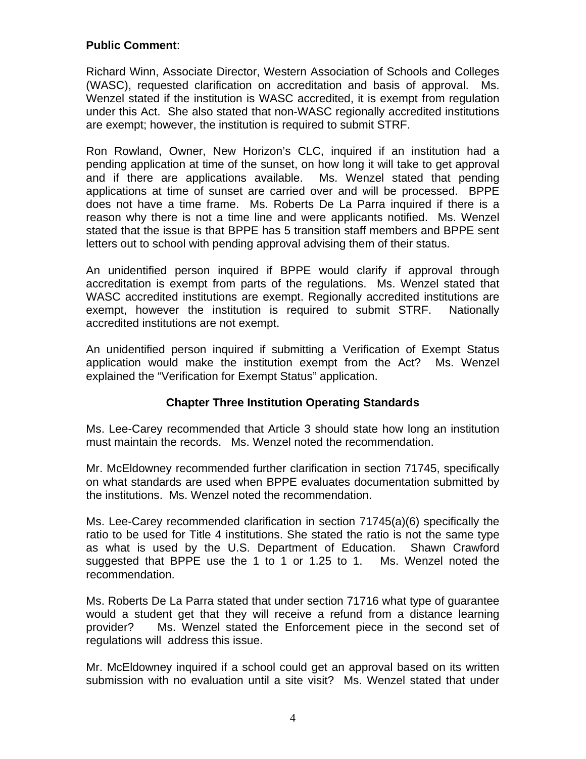**Public Comment**:

Richard Winn, Associate Director, Western Association of Schools and Colleges (WASC), requested clarification on accreditation and basis of approval. Ms. Wenzel stated if the institution is WASC accredited, it is exempt from regulation under this Act. She also stated that non-WASC regionally accredited institutions are exempt; however, the institution is required to submit STRF.

Ron Rowland, Owner, New Horizon's CLC, inquired if an institution had a pending application at time of the sunset, on how long it will take to get approval and if there are applications available. Ms. Wenzel stated that pending applications at time of sunset are carried over and will be processed. BPPE does not have a time frame. Ms. Roberts De La Parra inquired if there is a reason why there is not a time line and were applicants notified. Ms. Wenzel stated that the issue is that BPPE has 5 transition staff members and BPPE sent letters out to school with pending approval advising them of their status.

An unidentified person inquired if BPPE would clarify if approval through accreditation is exempt from parts of the regulations. Ms. Wenzel stated that WASC accredited institutions are exempt. Regionally accredited institutions are exempt, however the institution is required to submit STRF. Nationally accredited institutions are not exempt.

An unidentified person inquired if submitting a Verification of Exempt Status application would make the institution exempt from the Act? Ms. Wenzel explained the "Verification for Exempt Status" application.

**Chapter Three Institution Operating Standards**

Ms. Lee-Carey recommended that Article 3 should state how long an institution must maintain the records. Ms. Wenzel noted the recommendation.

Mr. McEldowney recommended further clarification in section 71745, specifically on what standards are used when BPPE evaluates documentation submitted by the institutions. Ms. Wenzel noted the recommendation.

Ms. Lee-Carey recommended clarification in section 71745(a)(6) specifically the ratio to be used for Title 4 institutions. She stated the ratio is not the same type as what is used by the U.S. Department of Education. Shawn Crawford suggested that BPPE use the 1 to 1 or 1.25 to 1. Ms. Wenzel noted the recommendation.

Ms. Roberts De La Parra stated that under section 71716 what type of guarantee would a student get that they will receive a refund from a distance learning provider? Ms. Wenzel stated the Enforcement piece in the second set of regulations will address this issue.

Mr. McEldowney inquired if a school could get an approval based on its written submission with no evaluation until a site visit? Ms. Wenzel stated that under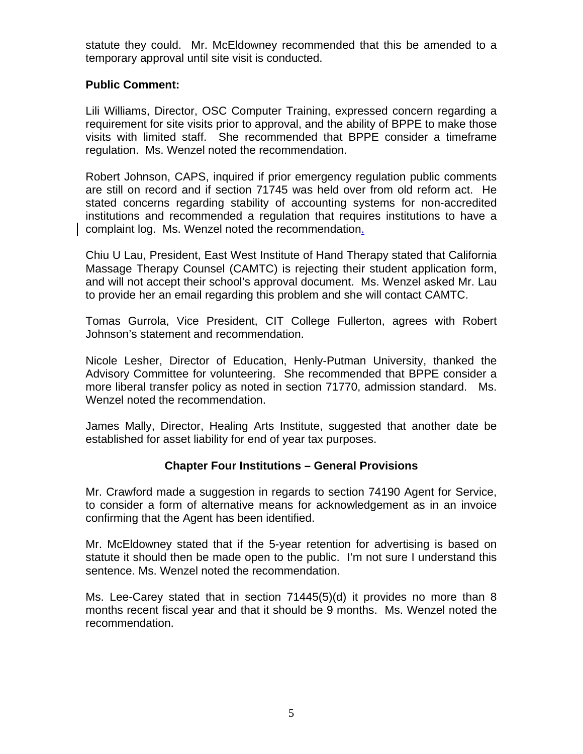statute they could. Mr. McEldowney recommended that this be amended to a temporary approval until site visit is conducted.

**Public Comment:**

Lili Williams, Director, OSC Computer Training, expressed concern regarding a requirement for site visits prior to approval, and the ability of BPPE to make those visits with limited staff. She recommended that BPPE consider a timeframe regulation. Ms. Wenzel noted the recommendation.

Robert Johnson, CAPS, inquired if prior emergency regulation public comments are still on record and if section 71745 was held over from old reform act. He stated concerns regarding stability of accounting systems for non-accredited institutions and recommended a regulation that requires institutions to have a complaint log. Ms. Wenzel noted the recommendation.

Chiu U Lau, President, East West Institute of Hand Therapy stated that California Massage Therapy Counsel (CAMTC) is rejecting their student application form, and will not accept their school's approval document. Ms. Wenzel asked Mr. Lau to provide her an email regarding this problem and she will contact CAMTC.

Tomas Gurrola, Vice President, CIT College Fullerton, agrees with Robert Johnson's statement and recommendation.

Nicole Lesher, Director of Education, Henly-Putman University, thanked the Advisory Committee for volunteering. She recommended that BPPE consider a more liberal transfer policy as noted in section 71770, admission standard. Ms. Wenzel noted the recommendation.

James Mally, Director, Healing Arts Institute, suggested that another date be established for asset liability for end of year tax purposes.

**Chapter Four Institutions – General Provisions**

Mr. Crawford made a suggestion in regards to section 74190 Agent for Service, to consider a form of alternative means for acknowledgement as in an invoice confirming that the Agent has been identified.

Mr. McEldowney stated that if the 5-year retention for advertising is based on statute it should then be made open to the public. I'm not sure I understand this sentence. Ms. Wenzel noted the recommendation.

Ms. Lee-Carey stated that in section 71445(5)(d) it provides no more than 8 months recent fiscal year and that it should be 9 months. Ms. Wenzel noted the recommendation.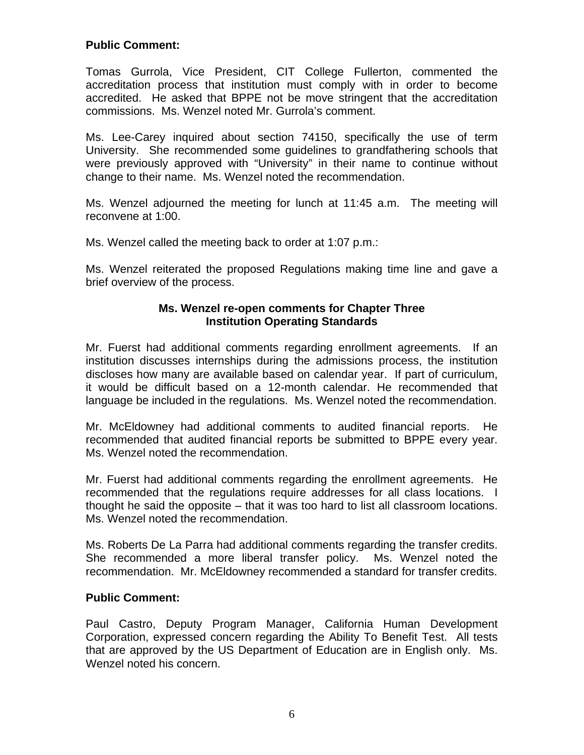**Public Comment:**

Tomas Gurrola, Vice President, CIT College Fullerton, commented the accreditation process that institution must comply with in order to become accredited. He asked that BPPE not be move stringent that the accreditation commissions. Ms. Wenzel noted Mr. Gurrola's comment.

Ms. Lee-Carey inquired about section 74150, specifically the use of term University. She recommended some guidelines to grandfathering schools that were previously approved with "University" in their name to continue without change to their name. Ms. Wenzel noted the recommendation.

Ms. Wenzel adjourned the meeting for lunch at 11:45 a.m. The meeting will reconvene at 1:00.

Ms. Wenzel called the meeting back to order at 1:07 p.m.:

Ms. Wenzel reiterated the proposed Regulations making time line and gave a brief overview of the process.

**Ms. Wenzel re-open comments for Chapter Three**
**Institution Operating Standards**

Mr. Fuerst had additional comments regarding enrollment agreements. If an institution discusses internships during the admissions process, the institution discloses how many are available based on calendar year. If part of curriculum, it would be difficult based on a 12-month calendar. He recommended that language be included in the regulations. Ms. Wenzel noted the recommendation.

Mr. McEldowney had additional comments to audited financial reports. He recommended that audited financial reports be submitted to BPPE every year. Ms. Wenzel noted the recommendation.

Mr. Fuerst had additional comments regarding the enrollment agreements. He recommended that the regulations require addresses for all class locations. I thought he said the opposite – that it was too hard to list all classroom locations. Ms. Wenzel noted the recommendation.

Ms. Roberts De La Parra had additional comments regarding the transfer credits. She recommended a more liberal transfer policy. Ms. Wenzel noted the recommendation. Mr. McEldowney recommended a standard for transfer credits.

**Public Comment:**

Paul Castro, Deputy Program Manager, California Human Development Corporation, expressed concern regarding the Ability To Benefit Test. All tests that are approved by the US Department of Education are in English only. Ms. Wenzel noted his concern.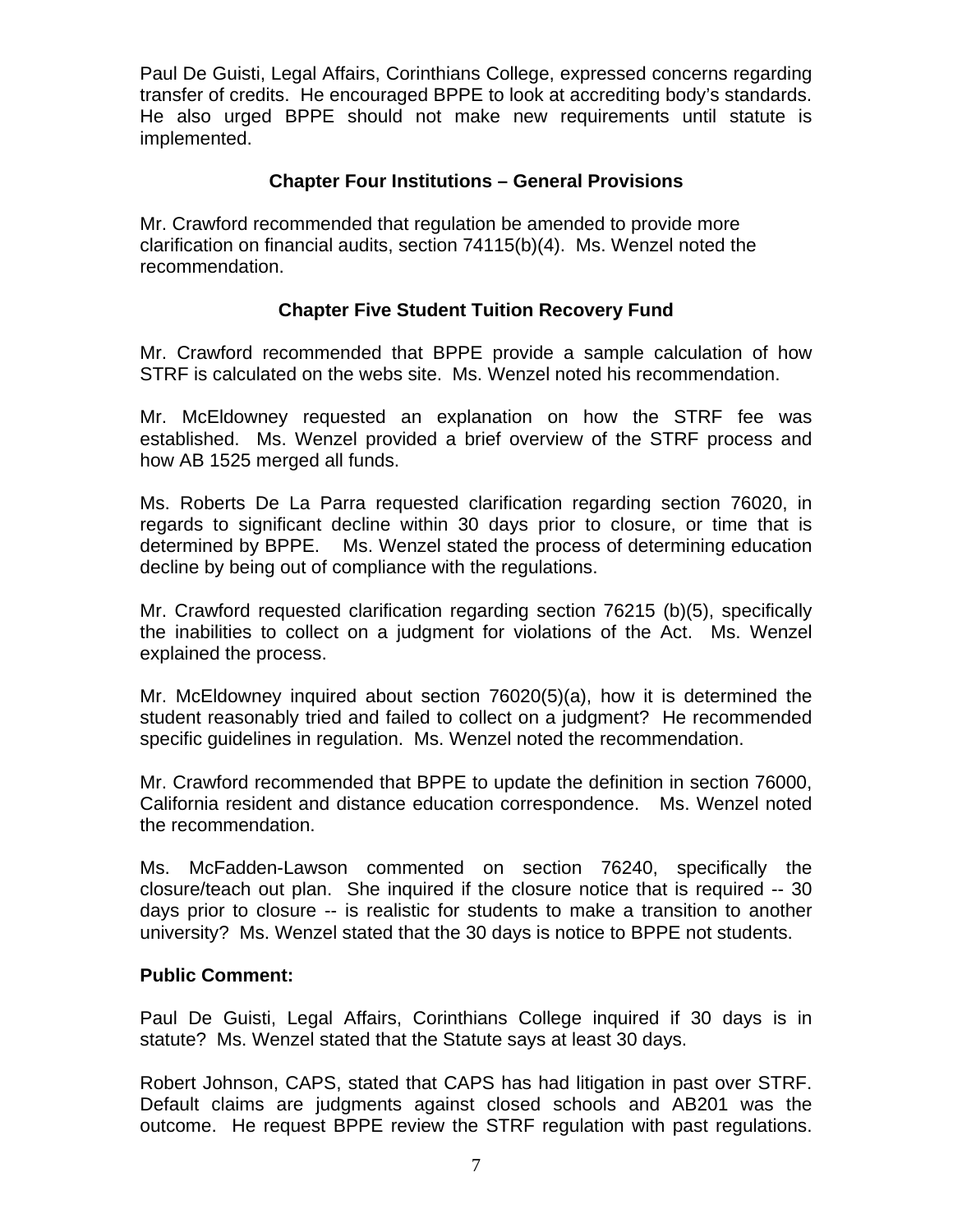Paul De Guisti, Legal Affairs, Corinthians College, expressed concerns regarding transfer of credits. He encouraged BPPE to look at accrediting body's standards. He also urged BPPE should not make new requirements until statute is implemented.

### Chapter Four Institutions – General Provisions

Mr. Crawford recommended that regulation be amended to provide more clarification on financial audits, section 74115(b)(4). Ms. Wenzel noted the recommendation.

### Chapter Five Student Tuition Recovery Fund

Mr. Crawford recommended that BPPE provide a sample calculation of how STRF is calculated on the webs site. Ms. Wenzel noted his recommendation.

Mr. McEldowney requested an explanation on how the STRF fee was established. Ms. Wenzel provided a brief overview of the STRF process and how AB 1525 merged all funds.

Ms. Roberts De La Parra requested clarification regarding section 76020, in regards to significant decline within 30 days prior to closure, or time that is determined by BPPE. Ms. Wenzel stated the process of determining education decline by being out of compliance with the regulations.

Mr. Crawford requested clarification regarding section 76215 (b)(5), specifically the inabilities to collect on a judgment for violations of the Act. Ms. Wenzel explained the process.

Mr. McEldowney inquired about section 76020(5)(a), how it is determined the student reasonably tried and failed to collect on a judgment? He recommended specific guidelines in regulation. Ms. Wenzel noted the recommendation.

Mr. Crawford recommended that BPPE to update the definition in section 76000, California resident and distance education correspondence. Ms. Wenzel noted the recommendation.

Ms. McFadden-Lawson commented on section 76240, specifically the closure/teach out plan. She inquired if the closure notice that is required -- 30 days prior to closure -- is realistic for students to make a transition to another university? Ms. Wenzel stated that the 30 days is notice to BPPE not students.

**Public Comment:**

Paul De Guisti, Legal Affairs, Corinthians College inquired if 30 days is in statute? Ms. Wenzel stated that the Statute says at least 30 days.

Robert Johnson, CAPS, stated that CAPS has had litigation in past over STRF. Default claims are judgments against closed schools and AB201 was the outcome. He request BPPE review the STRF regulation with past regulations.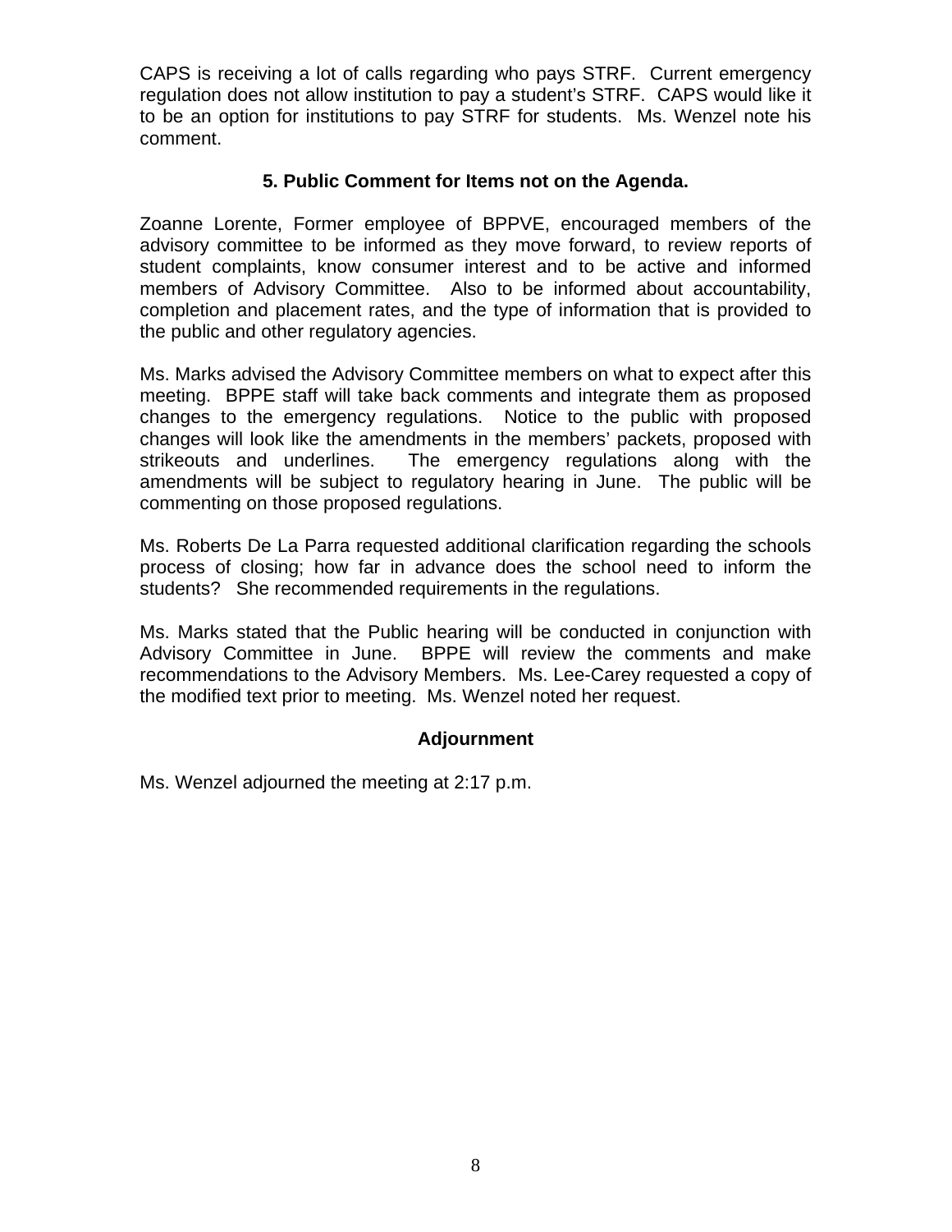CAPS is receiving a lot of calls regarding who pays STRF. Current emergency regulation does not allow institution to pay a student's STRF. CAPS would like it to be an option for institutions to pay STRF for students. Ms. Wenzel note his comment.

### 5. Public Comment for Items not on the Agenda.

Zoanne Lorente, Former employee of BPPVE, encouraged members of the advisory committee to be informed as they move forward, to review reports of student complaints, know consumer interest and to be active and informed members of Advisory Committee. Also to be informed about accountability, completion and placement rates, and the type of information that is provided to the public and other regulatory agencies.

Ms. Marks advised the Advisory Committee members on what to expect after this meeting. BPPE staff will take back comments and integrate them as proposed changes to the emergency regulations. Notice to the public with proposed changes will look like the amendments in the members' packets, proposed with strikeouts and underlines. The emergency regulations along with the amendments will be subject to regulatory hearing in June. The public will be commenting on those proposed regulations.

Ms. Roberts De La Parra requested additional clarification regarding the schools process of closing; how far in advance does the school need to inform the students? She recommended requirements in the regulations.

Ms. Marks stated that the Public hearing will be conducted in conjunction with Advisory Committee in June. BPPE will review the comments and make recommendations to the Advisory Members. Ms. Lee-Carey requested a copy of the modified text prior to meeting. Ms. Wenzel noted her request.

### Adjournment

Ms. Wenzel adjourned the meeting at 2:17 p.m.